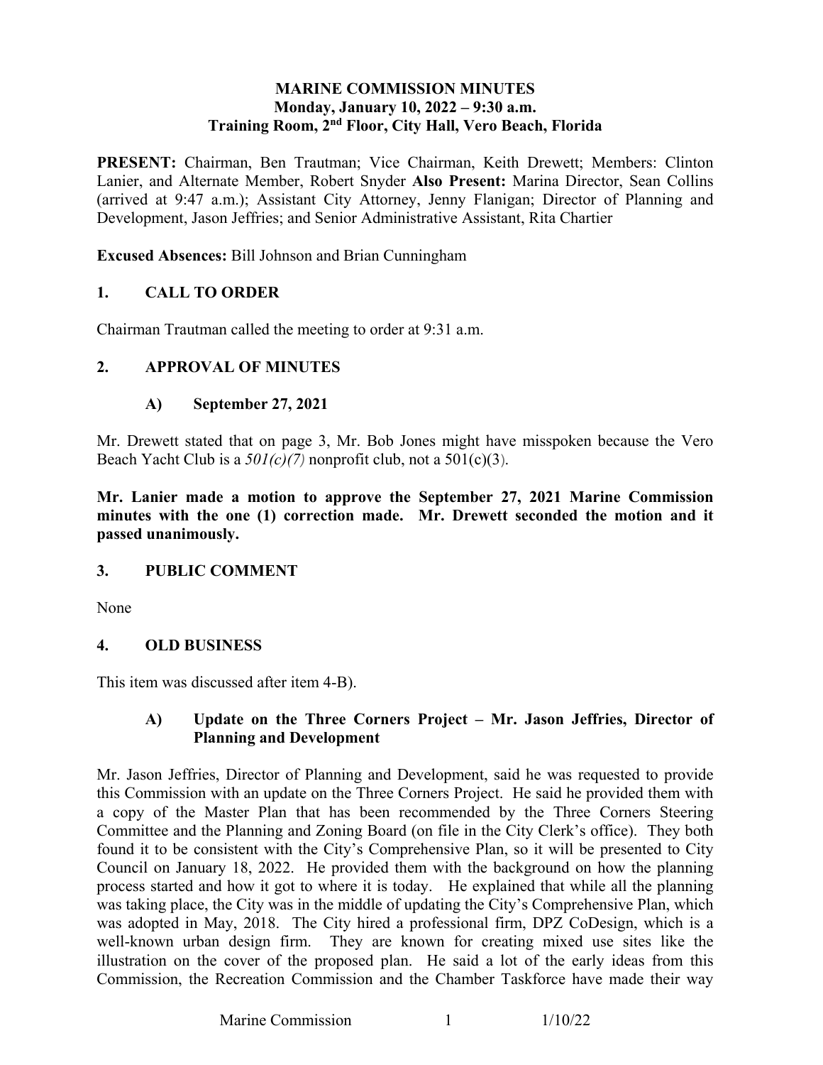**MARINE COMMISSION MINUTES**
**Monday, January 10, 2022 – 9:30 a.m.**
**Training Room, 2nd Floor, City Hall, Vero Beach, Florida**

**PRESENT:** Chairman, Ben Trautman; Vice Chairman, Keith Drewett; Members: Clinton Lanier, and Alternate Member, Robert Snyder **Also Present:** Marina Director, Sean Collins (arrived at 9:47 a.m.); Assistant City Attorney, Jenny Flanigan; Director of Planning and Development, Jason Jeffries; and Senior Administrative Assistant, Rita Chartier

**Excused Absences:** Bill Johnson and Brian Cunningham

## 1. CALL TO ORDER

Chairman Trautman called the meeting to order at 9:31 a.m.

## 2. APPROVAL OF MINUTES

### A) September 27, 2021

Mr. Drewett stated that on page 3, Mr. Bob Jones might have misspoken because the Vero Beach Yacht Club is a *501(c)(7)* nonprofit club, not a 501(c)(3).

**Mr. Lanier made a motion to approve the September 27, 2021 Marine Commission minutes with the one (1) correction made. Mr. Drewett seconded the motion and it passed unanimously.**

## 3. PUBLIC COMMENT

None

## 4. OLD BUSINESS

This item was discussed after item 4-B).

### A) Update on the Three Corners Project – Mr. Jason Jeffries, Director of Planning and Development

Mr. Jason Jeffries, Director of Planning and Development, said he was requested to provide this Commission with an update on the Three Corners Project. He said he provided them with a copy of the Master Plan that has been recommended by the Three Corners Steering Committee and the Planning and Zoning Board (on file in the City Clerk's office). They both found it to be consistent with the City's Comprehensive Plan, so it will be presented to City Council on January 18, 2022. He provided them with the background on how the planning process started and how it got to where it is today. He explained that while all the planning was taking place, the City was in the middle of updating the City's Comprehensive Plan, which was adopted in May, 2018. The City hired a professional firm, DPZ CoDesign, which is a well-known urban design firm. They are known for creating mixed use sites like the illustration on the cover of the proposed plan. He said a lot of the early ideas from this Commission, the Recreation Commission and the Chamber Taskforce have made their way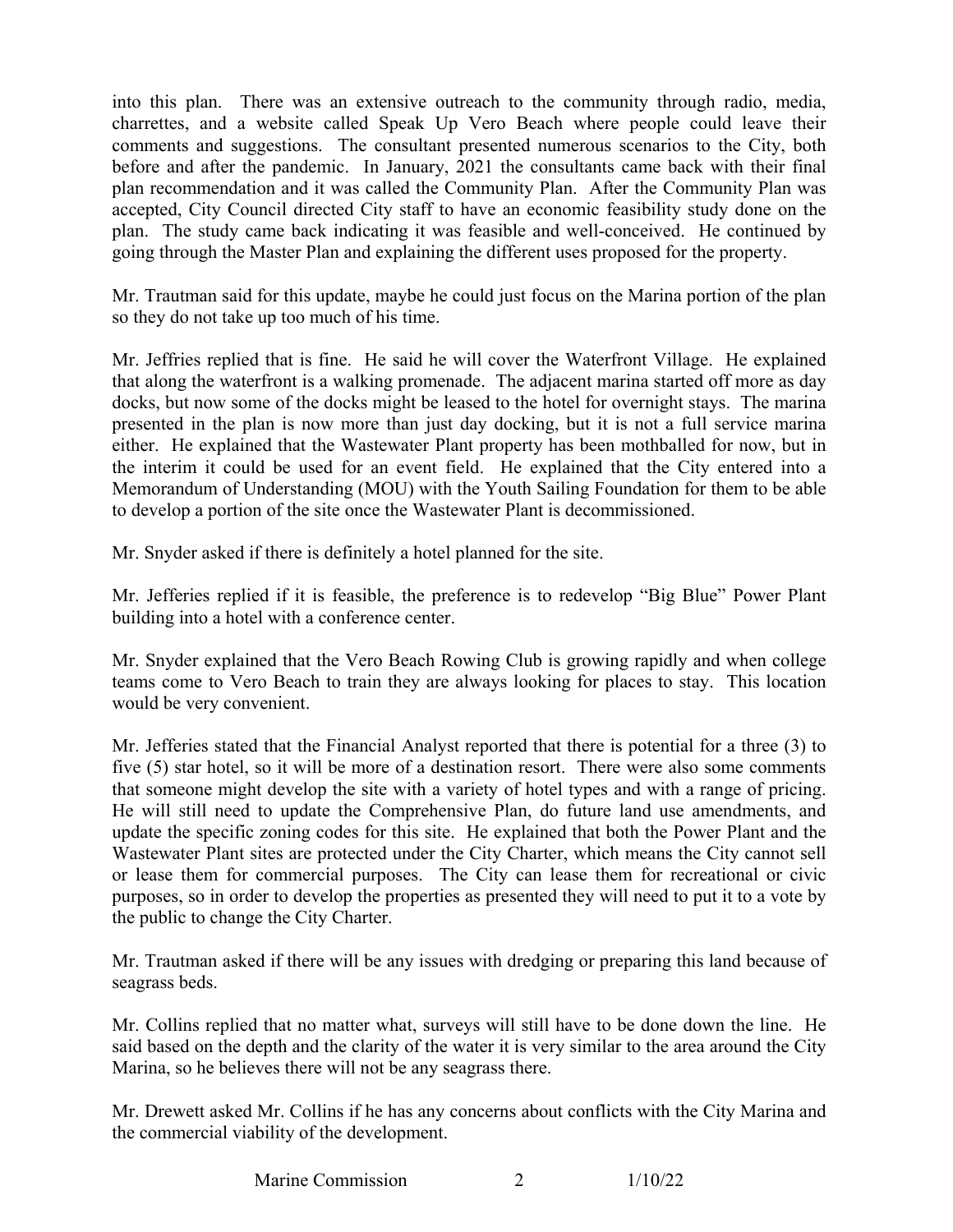into this plan. There was an extensive outreach to the community through radio, media, charrettes, and a website called Speak Up Vero Beach where people could leave their comments and suggestions. The consultant presented numerous scenarios to the City, both before and after the pandemic. In January, 2021 the consultants came back with their final plan recommendation and it was called the Community Plan. After the Community Plan was accepted, City Council directed City staff to have an economic feasibility study done on the plan. The study came back indicating it was feasible and well-conceived. He continued by going through the Master Plan and explaining the different uses proposed for the property.

Mr. Trautman said for this update, maybe he could just focus on the Marina portion of the plan so they do not take up too much of his time.

Mr. Jeffries replied that is fine. He said he will cover the Waterfront Village. He explained that along the waterfront is a walking promenade. The adjacent marina started off more as day docks, but now some of the docks might be leased to the hotel for overnight stays. The marina presented in the plan is now more than just day docking, but it is not a full service marina either. He explained that the Wastewater Plant property has been mothballed for now, but in the interim it could be used for an event field. He explained that the City entered into a Memorandum of Understanding (MOU) with the Youth Sailing Foundation for them to be able to develop a portion of the site once the Wastewater Plant is decommissioned.

Mr. Snyder asked if there is definitely a hotel planned for the site.

Mr. Jefferies replied if it is feasible, the preference is to redevelop "Big Blue" Power Plant building into a hotel with a conference center.

Mr. Snyder explained that the Vero Beach Rowing Club is growing rapidly and when college teams come to Vero Beach to train they are always looking for places to stay. This location would be very convenient.

Mr. Jefferies stated that the Financial Analyst reported that there is potential for a three (3) to five (5) star hotel, so it will be more of a destination resort. There were also some comments that someone might develop the site with a variety of hotel types and with a range of pricing. He will still need to update the Comprehensive Plan, do future land use amendments, and update the specific zoning codes for this site. He explained that both the Power Plant and the Wastewater Plant sites are protected under the City Charter, which means the City cannot sell or lease them for commercial purposes. The City can lease them for recreational or civic purposes, so in order to develop the properties as presented they will need to put it to a vote by the public to change the City Charter.

Mr. Trautman asked if there will be any issues with dredging or preparing this land because of seagrass beds.

Mr. Collins replied that no matter what, surveys will still have to be done down the line. He said based on the depth and the clarity of the water it is very similar to the area around the City Marina, so he believes there will not be any seagrass there.

Mr. Drewett asked Mr. Collins if he has any concerns about conflicts with the City Marina and the commercial viability of the development.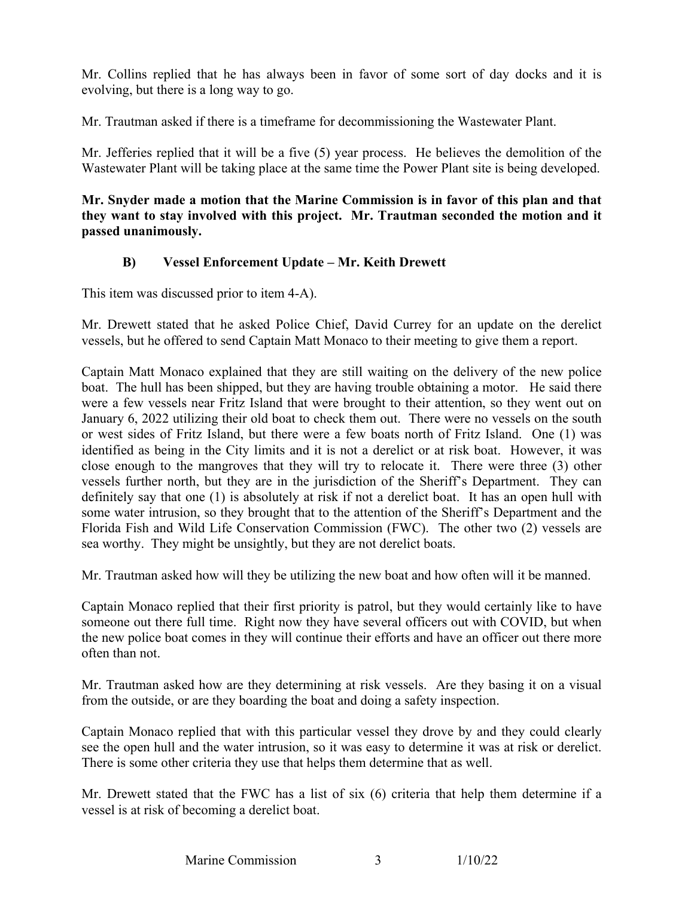Mr. Collins replied that he has always been in favor of some sort of day docks and it is evolving, but there is a long way to go.

Mr. Trautman asked if there is a timeframe for decommissioning the Wastewater Plant.

Mr. Jefferies replied that it will be a five (5) year process. He believes the demolition of the Wastewater Plant will be taking place at the same time the Power Plant site is being developed.

**Mr. Snyder made a motion that the Marine Commission is in favor of this plan and that they want to stay involved with this project. Mr. Trautman seconded the motion and it passed unanimously.**

### B) Vessel Enforcement Update – Mr. Keith Drewett

This item was discussed prior to item 4-A).

Mr. Drewett stated that he asked Police Chief, David Currey for an update on the derelict vessels, but he offered to send Captain Matt Monaco to their meeting to give them a report.

Captain Matt Monaco explained that they are still waiting on the delivery of the new police boat. The hull has been shipped, but they are having trouble obtaining a motor. He said there were a few vessels near Fritz Island that were brought to their attention, so they went out on January 6, 2022 utilizing their old boat to check them out. There were no vessels on the south or west sides of Fritz Island, but there were a few boats north of Fritz Island. One (1) was identified as being in the City limits and it is not a derelict or at risk boat. However, it was close enough to the mangroves that they will try to relocate it. There were three (3) other vessels further north, but they are in the jurisdiction of the Sheriff's Department. They can definitely say that one (1) is absolutely at risk if not a derelict boat. It has an open hull with some water intrusion, so they brought that to the attention of the Sheriff's Department and the Florida Fish and Wild Life Conservation Commission (FWC). The other two (2) vessels are sea worthy. They might be unsightly, but they are not derelict boats.

Mr. Trautman asked how will they be utilizing the new boat and how often will it be manned.

Captain Monaco replied that their first priority is patrol, but they would certainly like to have someone out there full time. Right now they have several officers out with COVID, but when the new police boat comes in they will continue their efforts and have an officer out there more often than not.

Mr. Trautman asked how are they determining at risk vessels. Are they basing it on a visual from the outside, or are they boarding the boat and doing a safety inspection.

Captain Monaco replied that with this particular vessel they drove by and they could clearly see the open hull and the water intrusion, so it was easy to determine it was at risk or derelict. There is some other criteria they use that helps them determine that as well.

Mr. Drewett stated that the FWC has a list of six (6) criteria that help them determine if a vessel is at risk of becoming a derelict boat.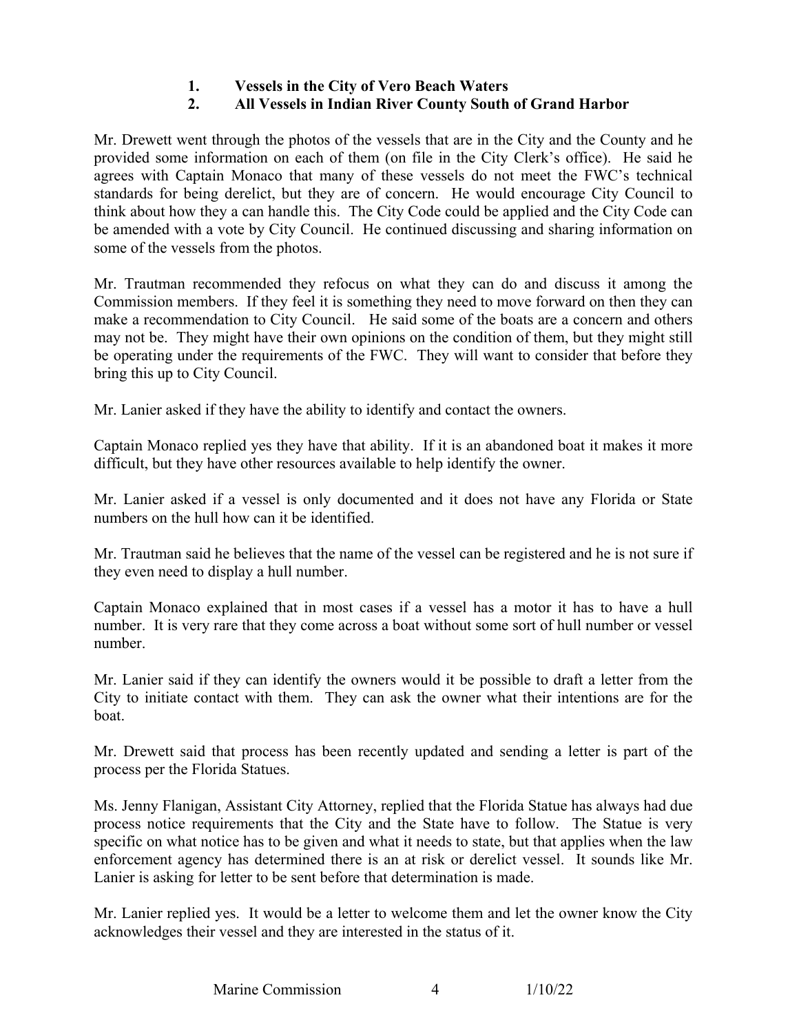1. **Vessels in the City of Vero Beach Waters**
2. **All Vessels in Indian River County South of Grand Harbor**

Mr. Drewett went through the photos of the vessels that are in the City and the County and he provided some information on each of them (on file in the City Clerk's office). He said he agrees with Captain Monaco that many of these vessels do not meet the FWC's technical standards for being derelict, but they are of concern. He would encourage City Council to think about how they a can handle this. The City Code could be applied and the City Code can be amended with a vote by City Council. He continued discussing and sharing information on some of the vessels from the photos.

Mr. Trautman recommended they refocus on what they can do and discuss it among the Commission members. If they feel it is something they need to move forward on then they can make a recommendation to City Council. He said some of the boats are a concern and others may not be. They might have their own opinions on the condition of them, but they might still be operating under the requirements of the FWC. They will want to consider that before they bring this up to City Council.

Mr. Lanier asked if they have the ability to identify and contact the owners.

Captain Monaco replied yes they have that ability. If it is an abandoned boat it makes it more difficult, but they have other resources available to help identify the owner.

Mr. Lanier asked if a vessel is only documented and it does not have any Florida or State numbers on the hull how can it be identified.

Mr. Trautman said he believes that the name of the vessel can be registered and he is not sure if they even need to display a hull number.

Captain Monaco explained that in most cases if a vessel has a motor it has to have a hull number. It is very rare that they come across a boat without some sort of hull number or vessel number.

Mr. Lanier said if they can identify the owners would it be possible to draft a letter from the City to initiate contact with them. They can ask the owner what their intentions are for the boat.

Mr. Drewett said that process has been recently updated and sending a letter is part of the process per the Florida Statues.

Ms. Jenny Flanigan, Assistant City Attorney, replied that the Florida Statue has always had due process notice requirements that the City and the State have to follow. The Statue is very specific on what notice has to be given and what it needs to state, but that applies when the law enforcement agency has determined there is an at risk or derelict vessel. It sounds like Mr. Lanier is asking for letter to be sent before that determination is made.

Mr. Lanier replied yes. It would be a letter to welcome them and let the owner know the City acknowledges their vessel and they are interested in the status of it.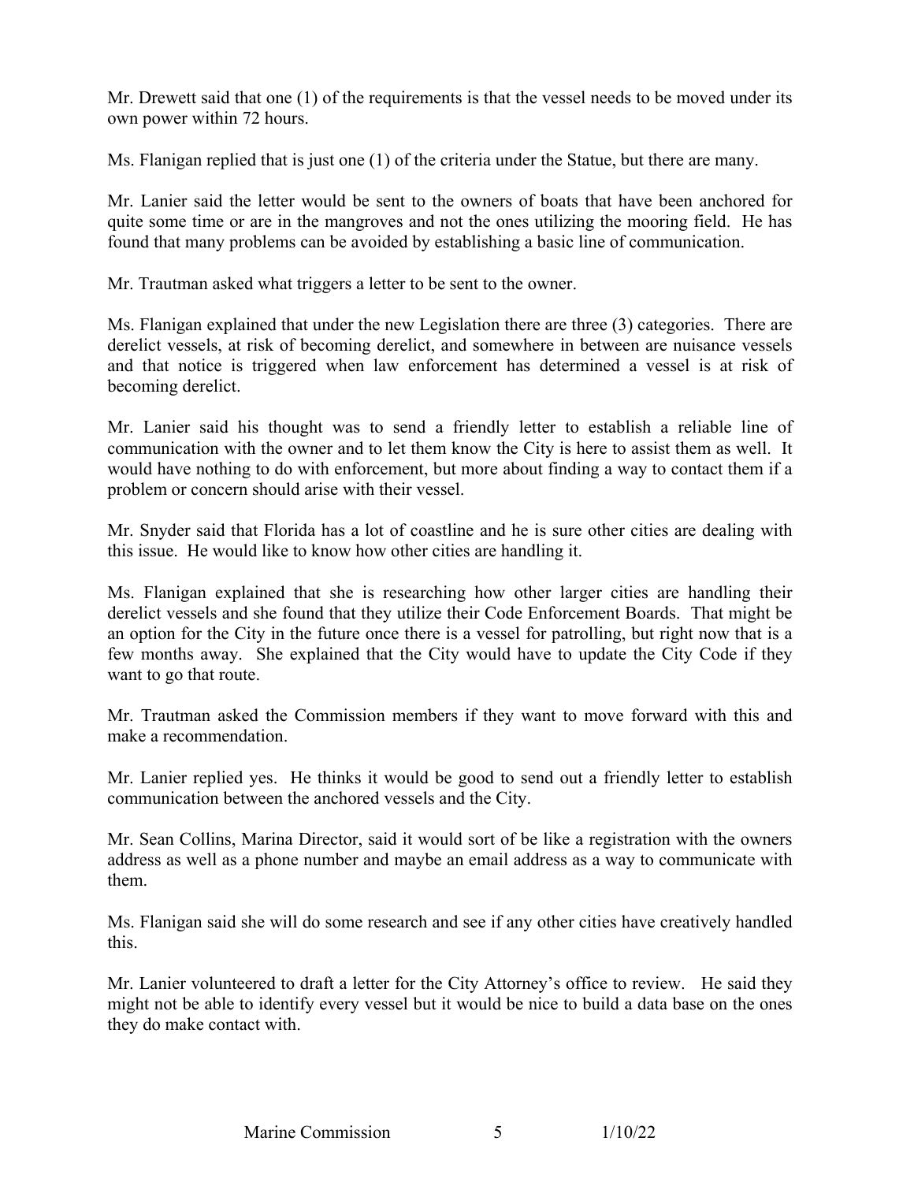Mr. Drewett said that one (1) of the requirements is that the vessel needs to be moved under its own power within 72 hours.

Ms. Flanigan replied that is just one (1) of the criteria under the Statue, but there are many.

Mr. Lanier said the letter would be sent to the owners of boats that have been anchored for quite some time or are in the mangroves and not the ones utilizing the mooring field. He has found that many problems can be avoided by establishing a basic line of communication.

Mr. Trautman asked what triggers a letter to be sent to the owner.

Ms. Flanigan explained that under the new Legislation there are three (3) categories. There are derelict vessels, at risk of becoming derelict, and somewhere in between are nuisance vessels and that notice is triggered when law enforcement has determined a vessel is at risk of becoming derelict.

Mr. Lanier said his thought was to send a friendly letter to establish a reliable line of communication with the owner and to let them know the City is here to assist them as well. It would have nothing to do with enforcement, but more about finding a way to contact them if a problem or concern should arise with their vessel.

Mr. Snyder said that Florida has a lot of coastline and he is sure other cities are dealing with this issue. He would like to know how other cities are handling it.

Ms. Flanigan explained that she is researching how other larger cities are handling their derelict vessels and she found that they utilize their Code Enforcement Boards. That might be an option for the City in the future once there is a vessel for patrolling, but right now that is a few months away. She explained that the City would have to update the City Code if they want to go that route.

Mr. Trautman asked the Commission members if they want to move forward with this and make a recommendation.

Mr. Lanier replied yes. He thinks it would be good to send out a friendly letter to establish communication between the anchored vessels and the City.

Mr. Sean Collins, Marina Director, said it would sort of be like a registration with the owners address as well as a phone number and maybe an email address as a way to communicate with them.

Ms. Flanigan said she will do some research and see if any other cities have creatively handled this.

Mr. Lanier volunteered to draft a letter for the City Attorney's office to review. He said they might not be able to identify every vessel but it would be nice to build a data base on the ones they do make contact with.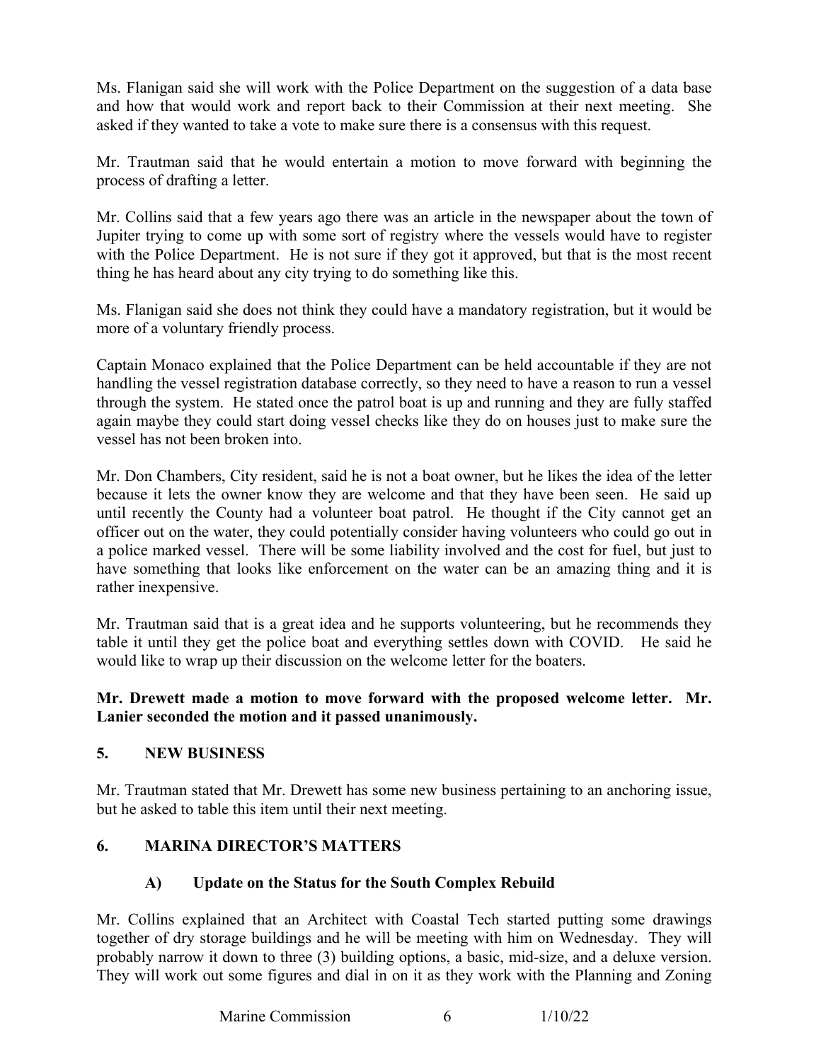Ms. Flanigan said she will work with the Police Department on the suggestion of a data base and how that would work and report back to their Commission at their next meeting. She asked if they wanted to take a vote to make sure there is a consensus with this request.

Mr. Trautman said that he would entertain a motion to move forward with beginning the process of drafting a letter.

Mr. Collins said that a few years ago there was an article in the newspaper about the town of Jupiter trying to come up with some sort of registry where the vessels would have to register with the Police Department. He is not sure if they got it approved, but that is the most recent thing he has heard about any city trying to do something like this.

Ms. Flanigan said she does not think they could have a mandatory registration, but it would be more of a voluntary friendly process.

Captain Monaco explained that the Police Department can be held accountable if they are not handling the vessel registration database correctly, so they need to have a reason to run a vessel through the system. He stated once the patrol boat is up and running and they are fully staffed again maybe they could start doing vessel checks like they do on houses just to make sure the vessel has not been broken into.

Mr. Don Chambers, City resident, said he is not a boat owner, but he likes the idea of the letter because it lets the owner know they are welcome and that they have been seen. He said up until recently the County had a volunteer boat patrol. He thought if the City cannot get an officer out on the water, they could potentially consider having volunteers who could go out in a police marked vessel. There will be some liability involved and the cost for fuel, but just to have something that looks like enforcement on the water can be an amazing thing and it is rather inexpensive.

Mr. Trautman said that is a great idea and he supports volunteering, but he recommends they table it until they get the police boat and everything settles down with COVID. He said he would like to wrap up their discussion on the welcome letter for the boaters.

**Mr. Drewett made a motion to move forward with the proposed welcome letter. Mr. Lanier seconded the motion and it passed unanimously.**

## 5. NEW BUSINESS

Mr. Trautman stated that Mr. Drewett has some new business pertaining to an anchoring issue, but he asked to table this item until their next meeting.

## 6. MARINA DIRECTOR'S MATTERS

### A) Update on the Status for the South Complex Rebuild

Mr. Collins explained that an Architect with Coastal Tech started putting some drawings together of dry storage buildings and he will be meeting with him on Wednesday. They will probably narrow it down to three (3) building options, a basic, mid-size, and a deluxe version. They will work out some figures and dial in on it as they work with the Planning and Zoning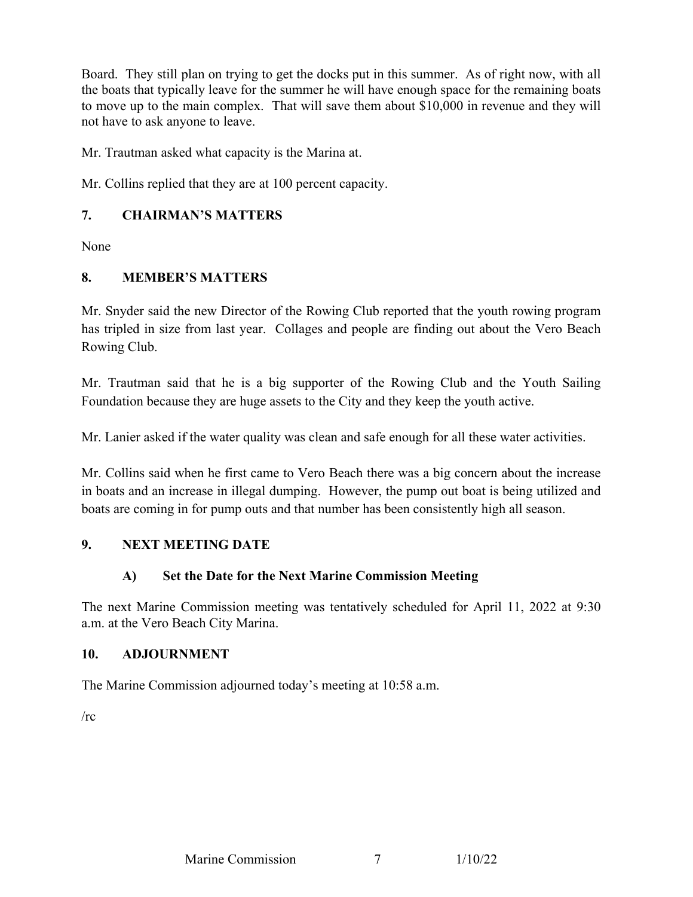Board. They still plan on trying to get the docks put in this summer. As of right now, with all the boats that typically leave for the summer he will have enough space for the remaining boats to move up to the main complex. That will save them about $10,000 in revenue and they will not have to ask anyone to leave.

Mr. Trautman asked what capacity is the Marina at.

Mr. Collins replied that they are at 100 percent capacity.

## 7. CHAIRMAN'S MATTERS

None

## 8. MEMBER'S MATTERS

Mr. Snyder said the new Director of the Rowing Club reported that the youth rowing program has tripled in size from last year. Collages and people are finding out about the Vero Beach Rowing Club.

Mr. Trautman said that he is a big supporter of the Rowing Club and the Youth Sailing Foundation because they are huge assets to the City and they keep the youth active.

Mr. Lanier asked if the water quality was clean and safe enough for all these water activities.

Mr. Collins said when he first came to Vero Beach there was a big concern about the increase in boats and an increase in illegal dumping. However, the pump out boat is being utilized and boats are coming in for pump outs and that number has been consistently high all season.

## 9. NEXT MEETING DATE

### A) Set the Date for the Next Marine Commission Meeting

The next Marine Commission meeting was tentatively scheduled for April 11, 2022 at 9:30 a.m. at the Vero Beach City Marina.

## 10. ADJOURNMENT

The Marine Commission adjourned today's meeting at 10:58 a.m.

/rc